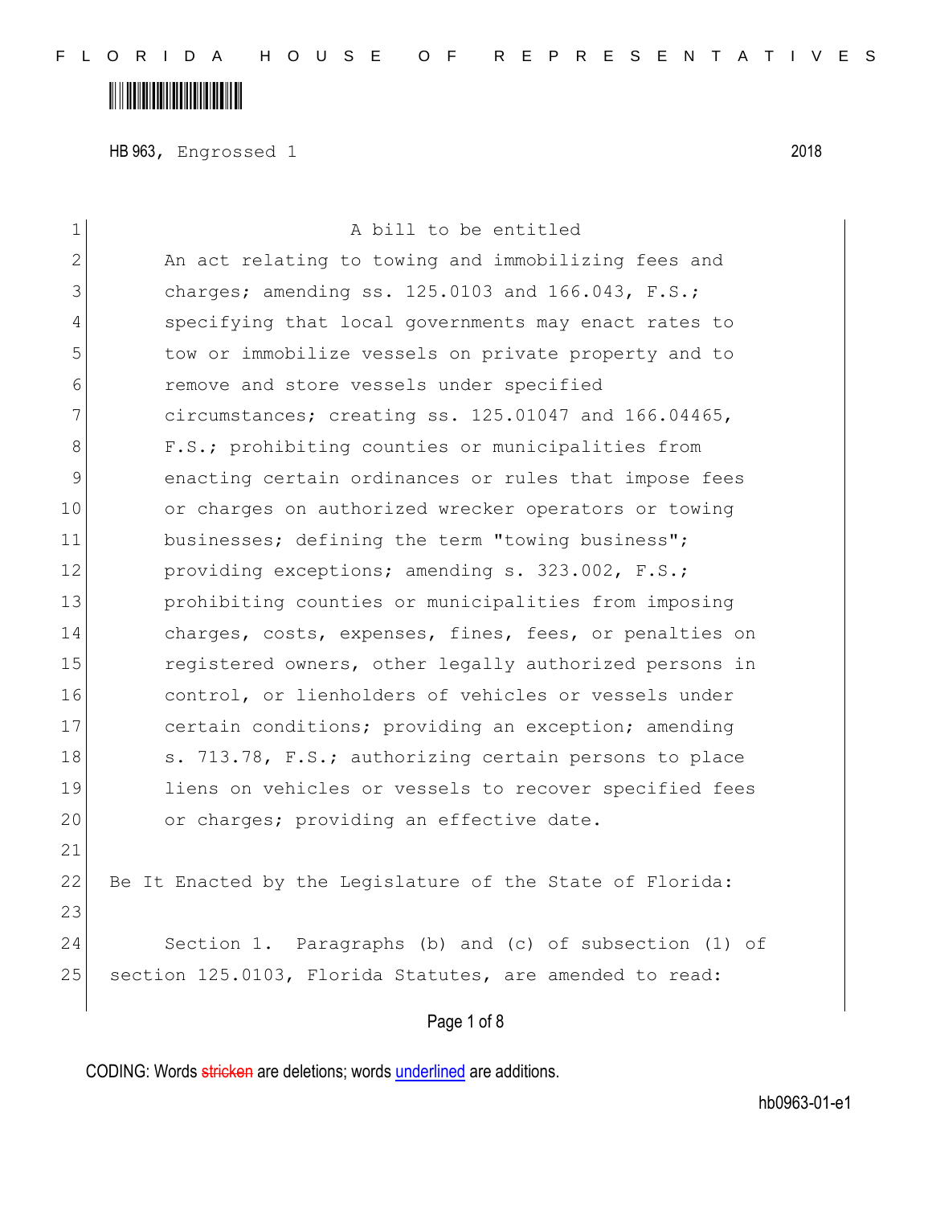HB 963, Engrossed 1 2018

A bill to be entitled

An act relating to towing and immobilizing fees and charges; amending ss. 125.0103 and 166.043, F.S.; specifying that local governments may enact rates to tow or immobilize vessels on private property and to remove and store vessels under specified circumstances; creating ss. 125.01047 and 166.04465, F.S.; prohibiting counties or municipalities from enacting certain ordinances or rules that impose fees or charges on authorized wrecker operators or towing businesses; defining the term "towing business"; providing exceptions; amending s. 323.002, F.S.; prohibiting counties or municipalities from imposing charges, costs, expenses, fines, fees, or penalties on registered owners, other legally authorized persons in control, or lienholders of vehicles or vessels under certain conditions; providing an exception; amending s. 713.78, F.S.; authorizing certain persons to place liens on vehicles or vessels to recover specified fees or charges; providing an effective date.

Be It Enacted by the Legislature of the State of Florida:

Section 1. Paragraphs (b) and (c) of subsection (1) of section 125.0103, Florida Statutes, are amended to read:

CODING: Words stricken are deletions; words underlined are additions.

hb0963-01-e1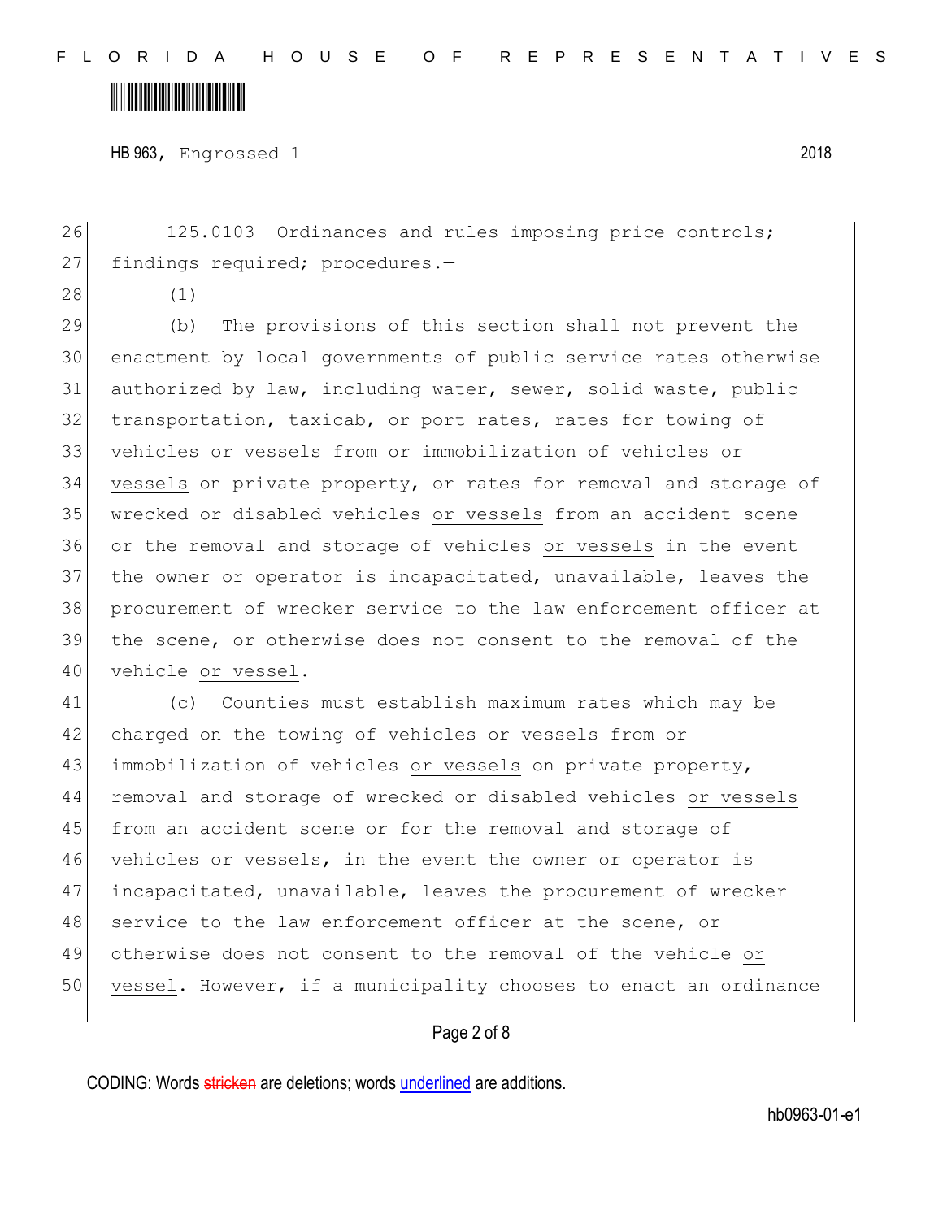125.0103 Ordinances and rules imposing price controls; findings required; procedures.—

(1)

(b) The provisions of this section shall not prevent the enactment by local governments of public service rates otherwise authorized by law, including water, sewer, solid waste, public transportation, taxicab, or port rates, rates for towing of vehicles <u>or vessels</u> from or immobilization of vehicles <u>or vessels</u> on private property, or rates for removal and storage of wrecked or disabled vehicles <u>or vessels</u> from an accident scene or the removal and storage of vehicles <u>or vessels</u> in the event the owner or operator is incapacitated, unavailable, leaves the procurement of wrecker service to the law enforcement officer at the scene, or otherwise does not consent to the removal of the vehicle <u>or vessel</u>.

(c) Counties must establish maximum rates which may be charged on the towing of vehicles <u>or vessels</u> from or immobilization of vehicles <u>or vessels</u> on private property, removal and storage of wrecked or disabled vehicles <u>or vessels</u> from an accident scene or for the removal and storage of vehicles <u>or vessels</u>, in the event the owner or operator is incapacitated, unavailable, leaves the procurement of wrecker service to the law enforcement officer at the scene, or otherwise does not consent to the removal of the vehicle <u>or vessel</u>. However, if a municipality chooses to enact an ordinance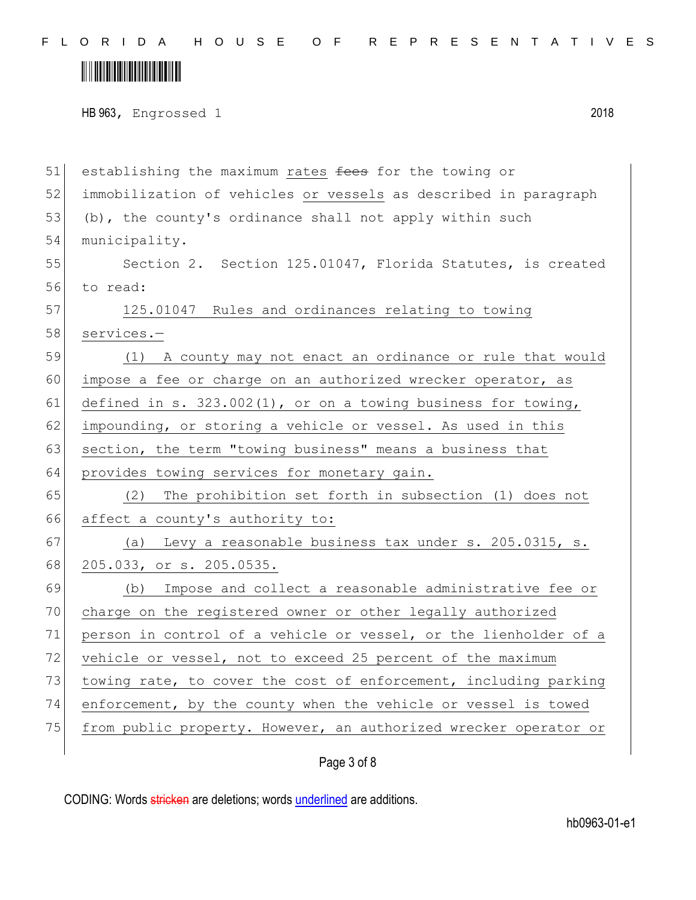establishing the maximum rates ~~fees~~ for the towing or immobilization of vehicles or vessels as described in paragraph (b), the county's ordinance shall not apply within such municipality.

Section 2. Section 125.01047, Florida Statutes, is created to read:

125.01047 Rules and ordinances relating to towing services.—

(1) A county may not enact an ordinance or rule that would impose a fee or charge on an authorized wrecker operator, as defined in s. 323.002(1), or on a towing business for towing, impounding, or storing a vehicle or vessel. As used in this section, the term "towing business" means a business that provides towing services for monetary gain.

(2) The prohibition set forth in subsection (1) does not affect a county's authority to:

(a) Levy a reasonable business tax under s. 205.0315, s. 205.033, or s. 205.0535.

(b) Impose and collect a reasonable administrative fee or charge on the registered owner or other legally authorized person in control of a vehicle or vessel, or the lienholder of a vehicle or vessel, not to exceed 25 percent of the maximum towing rate, to cover the cost of enforcement, including parking enforcement, by the county when the vehicle or vessel is towed from public property. However, an authorized wrecker operator or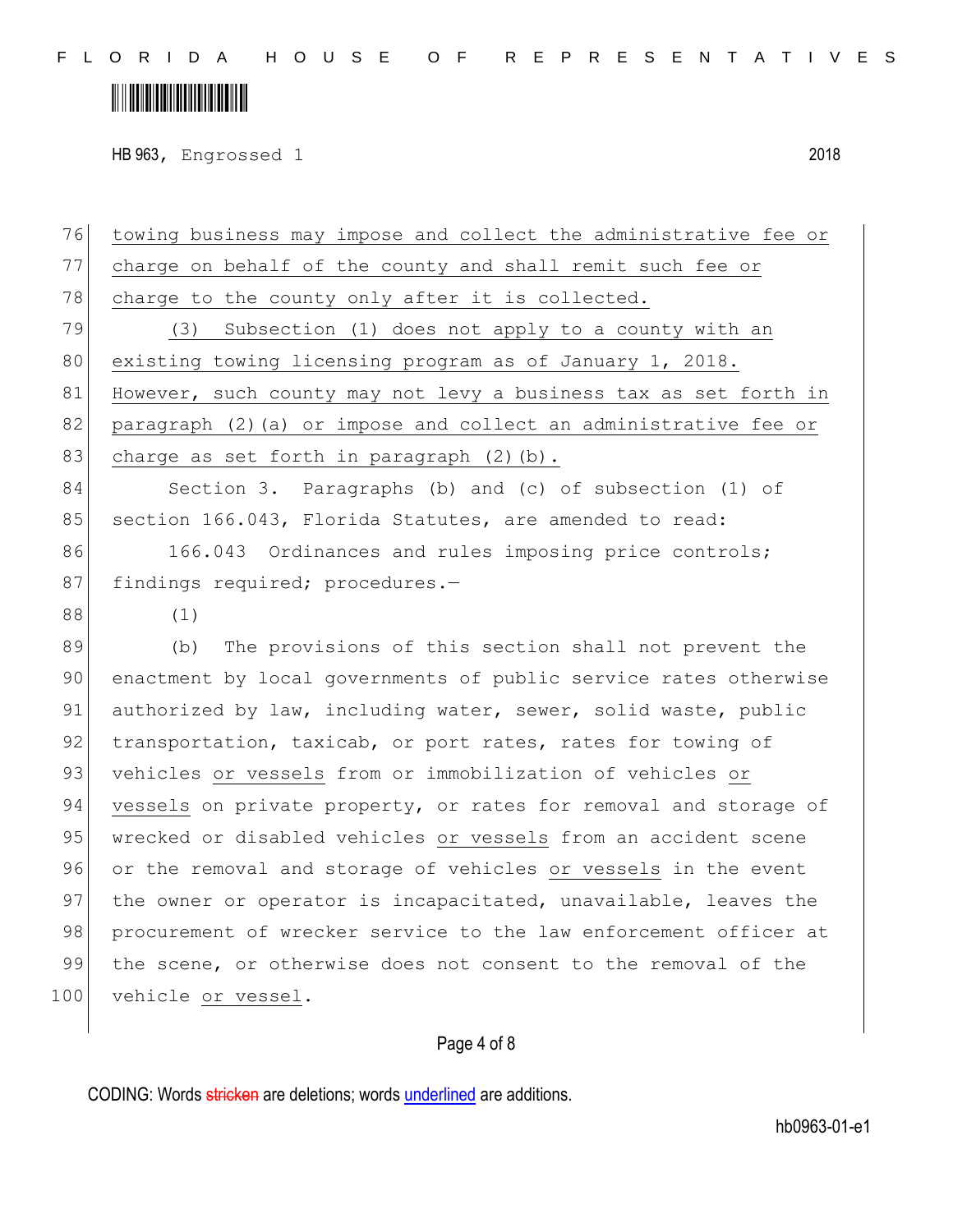towing business may impose and collect the administrative fee or charge on behalf of the county and shall remit such fee or charge to the county only after it is collected.

(3) Subsection (1) does not apply to a county with an existing towing licensing program as of January 1, 2018. However, such county may not levy a business tax as set forth in paragraph (2)(a) or impose and collect an administrative fee or charge as set forth in paragraph (2)(b).

Section 3. Paragraphs (b) and (c) of subsection (1) of section 166.043, Florida Statutes, are amended to read:

166.043 Ordinances and rules imposing price controls; findings required; procedures.—

(1)

(b) The provisions of this section shall not prevent the enactment by local governments of public service rates otherwise authorized by law, including water, sewer, solid waste, public transportation, taxicab, or port rates, rates for towing of vehicles or vessels from or immobilization of vehicles or vessels on private property, or rates for removal and storage of wrecked or disabled vehicles or vessels from an accident scene or the removal and storage of vehicles or vessels in the event the owner or operator is incapacitated, unavailable, leaves the procurement of wrecker service to the law enforcement officer at the scene, or otherwise does not consent to the removal of the vehicle or vessel.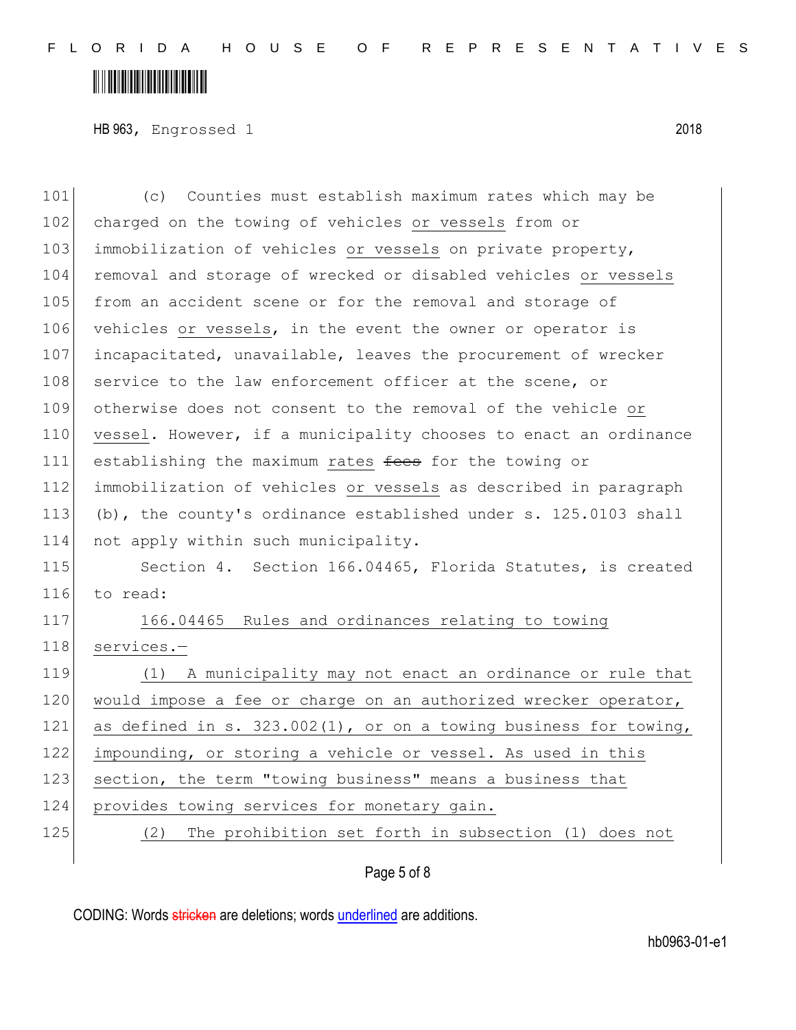(c) Counties must establish maximum rates which may be charged on the towing of vehicles or vessels from or immobilization of vehicles or vessels on private property, removal and storage of wrecked or disabled vehicles or vessels from an accident scene or for the removal and storage of vehicles or vessels, in the event the owner or operator is incapacitated, unavailable, leaves the procurement of wrecker service to the law enforcement officer at the scene, or otherwise does not consent to the removal of the vehicle or vessel. However, if a municipality chooses to enact an ordinance establishing the maximum rates ~~fees~~ for the towing or immobilization of vehicles or vessels as described in paragraph (b), the county's ordinance established under s. 125.0103 shall not apply within such municipality.

Section 4. Section 166.04465, Florida Statutes, is created to read:

166.04465 Rules and ordinances relating to towing services.—

(1) A municipality may not enact an ordinance or rule that would impose a fee or charge on an authorized wrecker operator, as defined in s. 323.002(1), or on a towing business for towing, impounding, or storing a vehicle or vessel. As used in this section, the term "towing business" means a business that provides towing services for monetary gain.

(2) The prohibition set forth in subsection (1) does not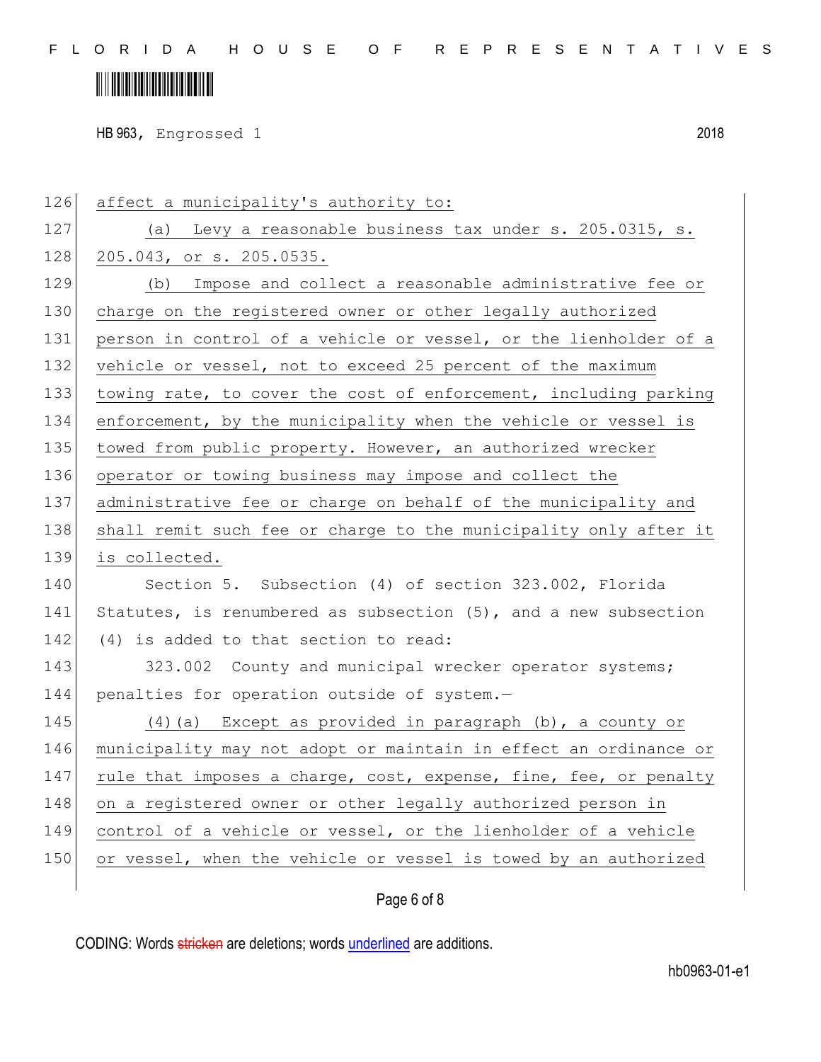affect a municipality's authority to:

(a) Levy a reasonable business tax under s. 205.0315, s. 205.043, or s. 205.0535.

(b) Impose and collect a reasonable administrative fee or charge on the registered owner or other legally authorized person in control of a vehicle or vessel, or the lienholder of a vehicle or vessel, not to exceed 25 percent of the maximum towing rate, to cover the cost of enforcement, including parking enforcement, by the municipality when the vehicle or vessel is towed from public property. However, an authorized wrecker operator or towing business may impose and collect the administrative fee or charge on behalf of the municipality and shall remit such fee or charge to the municipality only after it is collected.

Section 5. Subsection (4) of section 323.002, Florida Statutes, is renumbered as subsection (5), and a new subsection (4) is added to that section to read:

323.002 County and municipal wrecker operator systems; penalties for operation outside of system.—

(4)(a) Except as provided in paragraph (b), a county or municipality may not adopt or maintain in effect an ordinance or rule that imposes a charge, cost, expense, fine, fee, or penalty on a registered owner or other legally authorized person in control of a vehicle or vessel, or the lienholder of a vehicle or vessel, when the vehicle or vessel is towed by an authorized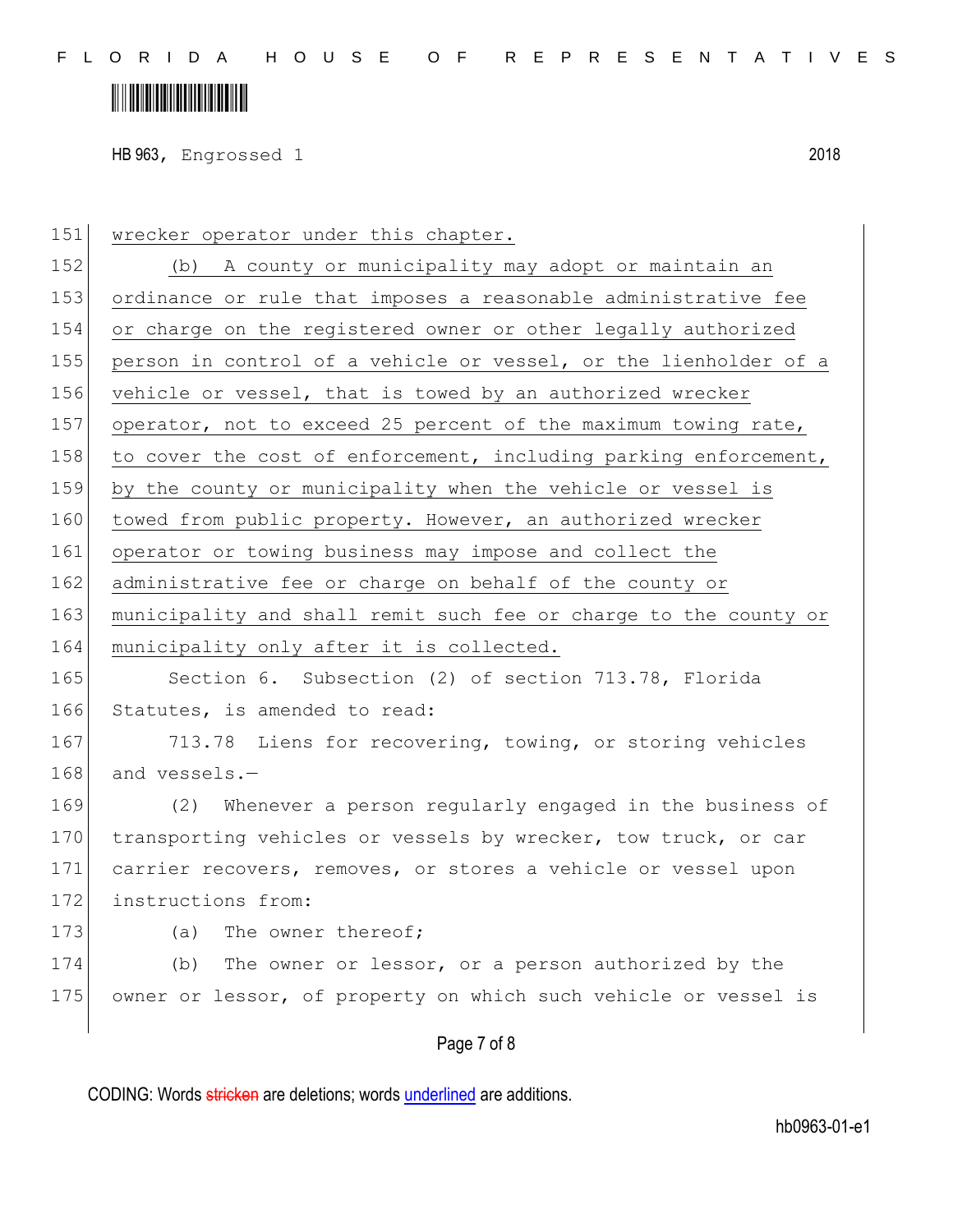wrecker operator under this chapter.

(b) A county or municipality may adopt or maintain an ordinance or rule that imposes a reasonable administrative fee or charge on the registered owner or other legally authorized person in control of a vehicle or vessel, or the lienholder of a vehicle or vessel, that is towed by an authorized wrecker operator, not to exceed 25 percent of the maximum towing rate, to cover the cost of enforcement, including parking enforcement, by the county or municipality when the vehicle or vessel is towed from public property. However, an authorized wrecker operator or towing business may impose and collect the administrative fee or charge on behalf of the county or municipality and shall remit such fee or charge to the county or municipality only after it is collected.

Section 6. Subsection (2) of section 713.78, Florida Statutes, is amended to read:

713.78 Liens for recovering, towing, or storing vehicles and vessels.—

(2) Whenever a person regularly engaged in the business of transporting vehicles or vessels by wrecker, tow truck, or car carrier recovers, removes, or stores a vehicle or vessel upon instructions from:

(a) The owner thereof;

(b) The owner or lessor, or a person authorized by the owner or lessor, of property on which such vehicle or vessel is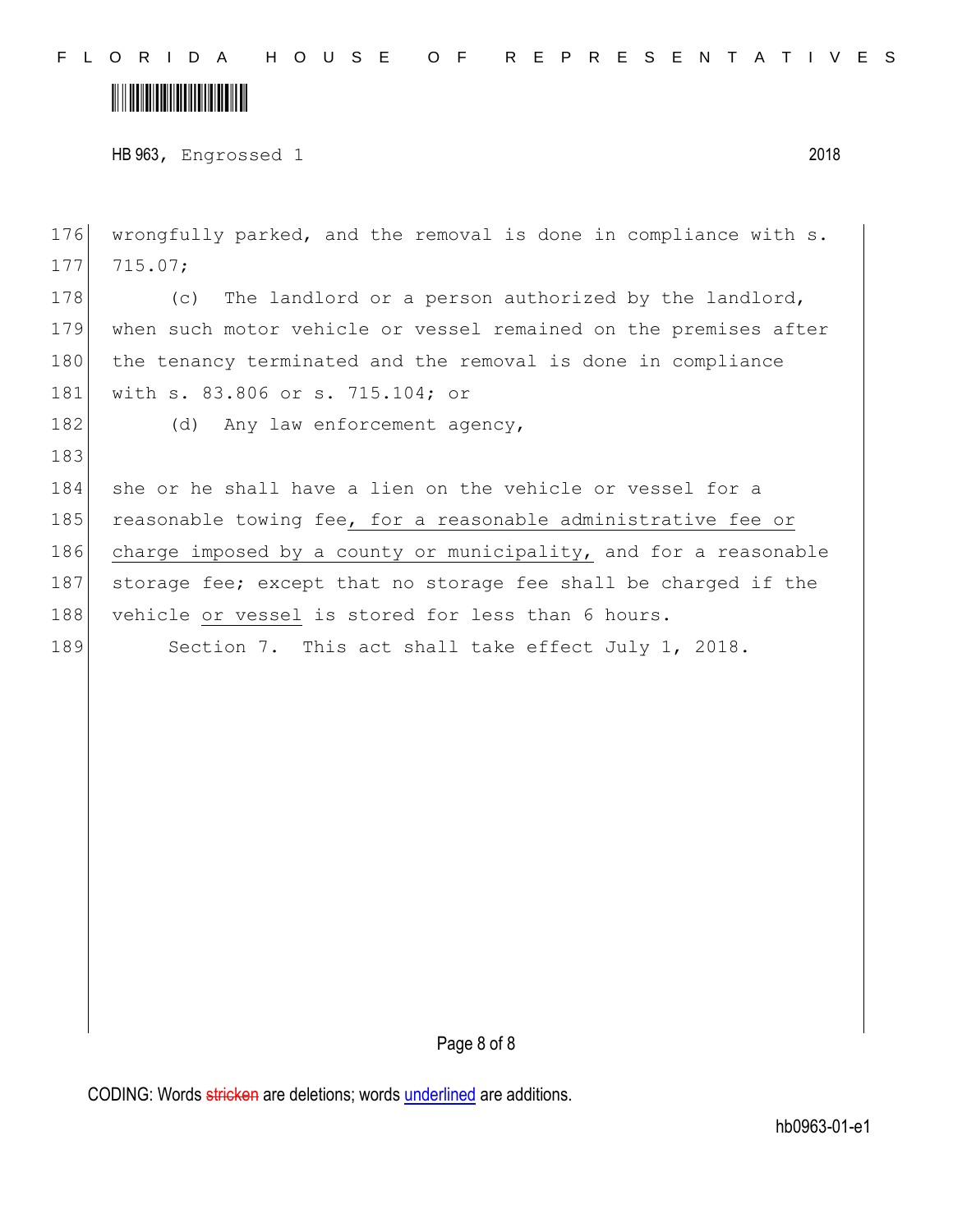wrongfully parked, and the removal is done in compliance with s. 715.07;

(c) The landlord or a person authorized by the landlord, when such motor vehicle or vessel remained on the premises after the tenancy terminated and the removal is done in compliance with s. 83.806 or s. 715.104; or

(d) Any law enforcement agency,

she or he shall have a lien on the vehicle or vessel for a reasonable towing fee, for a reasonable administrative fee or charge imposed by a county or municipality, and for a reasonable storage fee; except that no storage fee shall be charged if the vehicle or vessel is stored for less than 6 hours.

Section 7. This act shall take effect July 1, 2018.